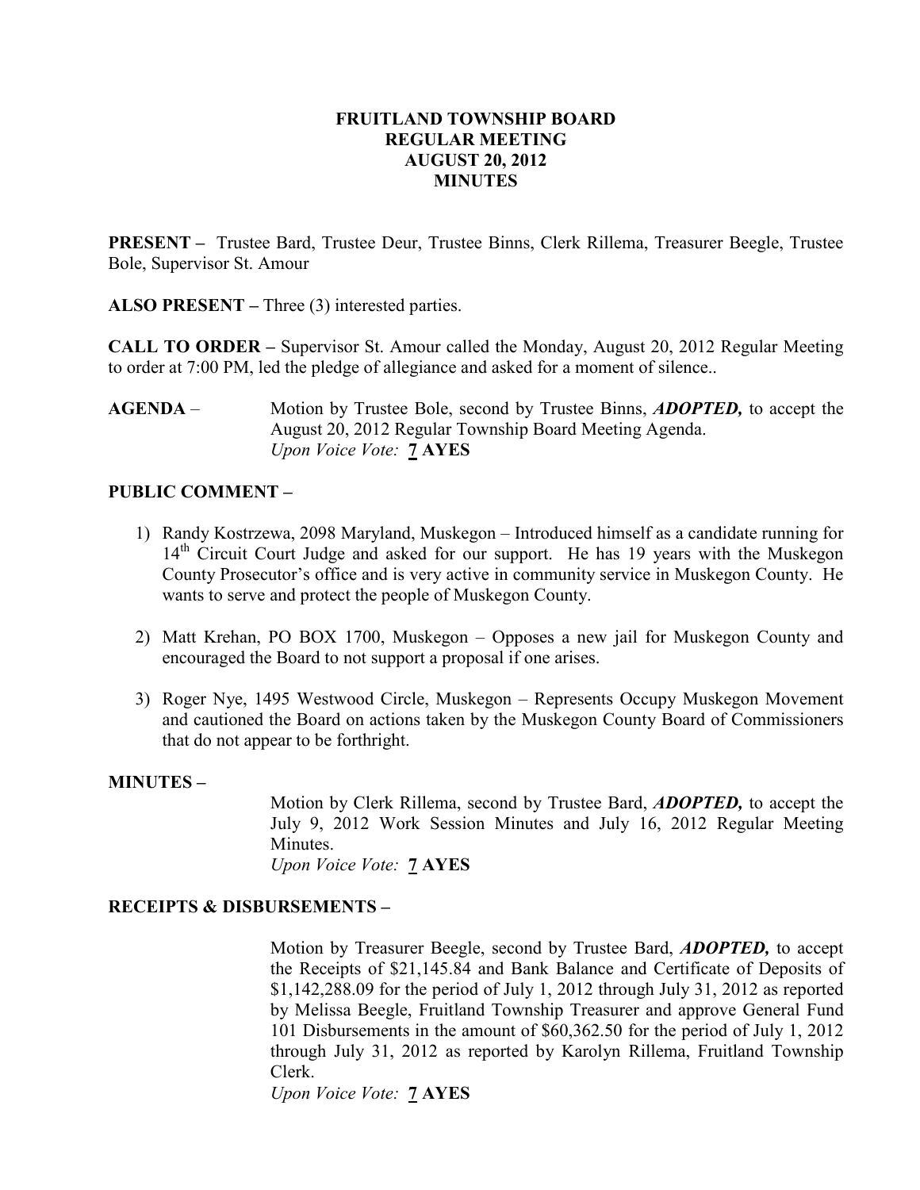**FRUITLAND TOWNSHIP BOARD**
**REGULAR MEETING**
**AUGUST 20, 2012**
**MINUTES**

**PRESENT –** Trustee Bard, Trustee Deur, Trustee Binns, Clerk Rillema, Treasurer Beegle, Trustee Bole, Supervisor St. Amour

**ALSO PRESENT –** Three (3) interested parties.

**CALL TO ORDER –** Supervisor St. Amour called the Monday, August 20, 2012 Regular Meeting to order at 7:00 PM, led the pledge of allegiance and asked for a moment of silence..

**AGENDA** – Motion by Trustee Bole, second by Trustee Binns, ***ADOPTED,*** to accept the August 20, 2012 Regular Township Board Meeting Agenda.
*Upon Voice Vote:* **7 AYES**

**PUBLIC COMMENT –**

1) Randy Kostrzewa, 2098 Maryland, Muskegon – Introduced himself as a candidate running for 14th Circuit Court Judge and asked for our support. He has 19 years with the Muskegon County Prosecutor's office and is very active in community service in Muskegon County. He wants to serve and protect the people of Muskegon County.

2) Matt Krehan, PO BOX 1700, Muskegon – Opposes a new jail for Muskegon County and encouraged the Board to not support a proposal if one arises.

3) Roger Nye, 1495 Westwood Circle, Muskegon – Represents Occupy Muskegon Movement and cautioned the Board on actions taken by the Muskegon County Board of Commissioners that do not appear to be forthright.

**MINUTES –**

Motion by Clerk Rillema, second by Trustee Bard, ***ADOPTED,*** to accept the July 9, 2012 Work Session Minutes and July 16, 2012 Regular Meeting Minutes.
*Upon Voice Vote:* **7 AYES**

**RECEIPTS & DISBURSEMENTS –**

Motion by Treasurer Beegle, second by Trustee Bard, ***ADOPTED,*** to accept the Receipts of $21,145.84 and Bank Balance and Certificate of Deposits of $1,142,288.09 for the period of July 1, 2012 through July 31, 2012 as reported by Melissa Beegle, Fruitland Township Treasurer and approve General Fund 101 Disbursements in the amount of $60,362.50 for the period of July 1, 2012 through July 31, 2012 as reported by Karolyn Rillema, Fruitland Township Clerk.
*Upon Voice Vote:* **7 AYES**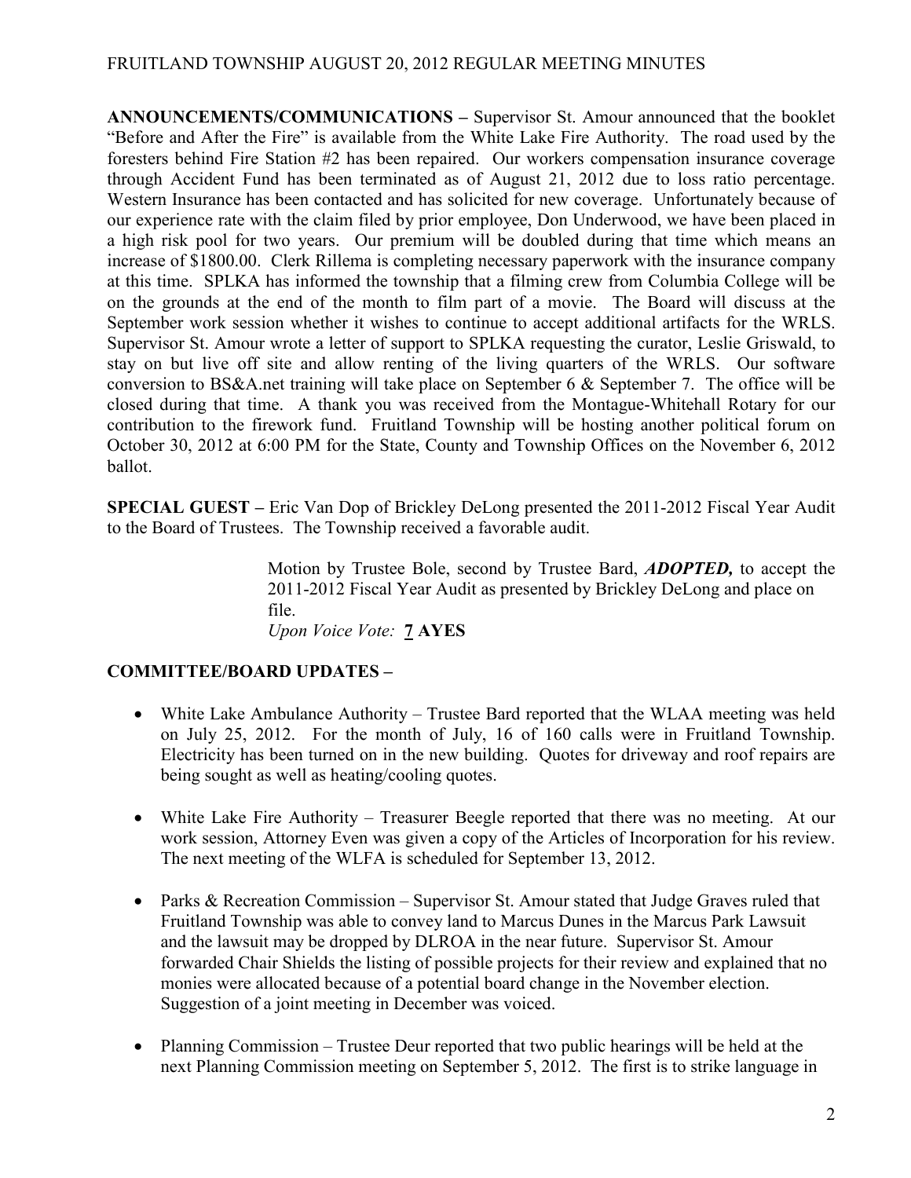**ANNOUNCEMENTS/COMMUNICATIONS –** Supervisor St. Amour announced that the booklet "Before and After the Fire" is available from the White Lake Fire Authority. The road used by the foresters behind Fire Station #2 has been repaired. Our workers compensation insurance coverage through Accident Fund has been terminated as of August 21, 2012 due to loss ratio percentage. Western Insurance has been contacted and has solicited for new coverage. Unfortunately because of our experience rate with the claim filed by prior employee, Don Underwood, we have been placed in a high risk pool for two years. Our premium will be doubled during that time which means an increase of $1800.00. Clerk Rillema is completing necessary paperwork with the insurance company at this time. SPLKA has informed the township that a filming crew from Columbia College will be on the grounds at the end of the month to film part of a movie. The Board will discuss at the September work session whether it wishes to continue to accept additional artifacts for the WRLS. Supervisor St. Amour wrote a letter of support to SPLKA requesting the curator, Leslie Griswald, to stay on but live off site and allow renting of the living quarters of the WRLS. Our software conversion to BS&A.net training will take place on September 6 & September 7. The office will be closed during that time. A thank you was received from the Montague-Whitehall Rotary for our contribution to the firework fund. Fruitland Township will be hosting another political forum on October 30, 2012 at 6:00 PM for the State, County and Township Offices on the November 6, 2012 ballot.

**SPECIAL GUEST –** Eric Van Dop of Brickley DeLong presented the 2011-2012 Fiscal Year Audit to the Board of Trustees. The Township received a favorable audit.

> Motion by Trustee Bole, second by Trustee Bard, ***ADOPTED,*** to accept the 2011-2012 Fiscal Year Audit as presented by Brickley DeLong and place on file.
> *Upon Voice Vote:* **7 AYES**

**COMMITTEE/BOARD UPDATES –**

- White Lake Ambulance Authority – Trustee Bard reported that the WLAA meeting was held on July 25, 2012. For the month of July, 16 of 160 calls were in Fruitland Township. Electricity has been turned on in the new building. Quotes for driveway and roof repairs are being sought as well as heating/cooling quotes.

- White Lake Fire Authority – Treasurer Beegle reported that there was no meeting. At our work session, Attorney Even was given a copy of the Articles of Incorporation for his review. The next meeting of the WLFA is scheduled for September 13, 2012.

- Parks & Recreation Commission – Supervisor St. Amour stated that Judge Graves ruled that Fruitland Township was able to convey land to Marcus Dunes in the Marcus Park Lawsuit and the lawsuit may be dropped by DLROA in the near future. Supervisor St. Amour forwarded Chair Shields the listing of possible projects for their review and explained that no monies were allocated because of a potential board change in the November election. Suggestion of a joint meeting in December was voiced.

- Planning Commission – Trustee Deur reported that two public hearings will be held at the next Planning Commission meeting on September 5, 2012. The first is to strike language in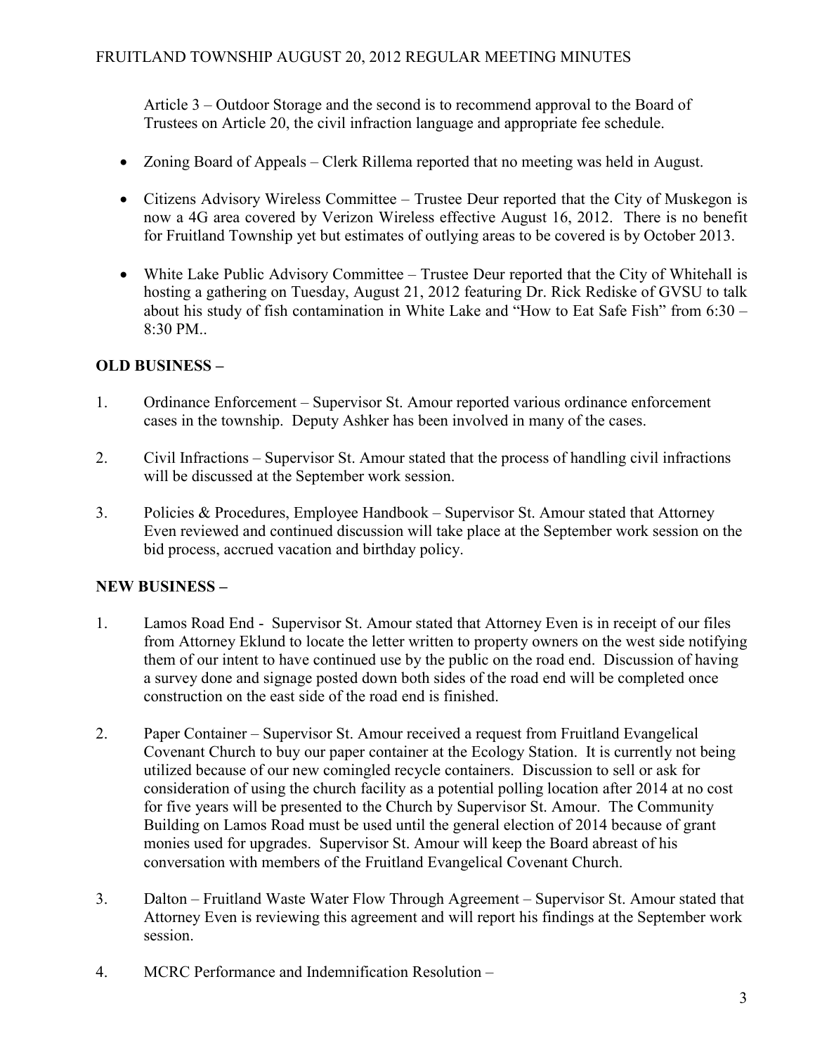Article 3 – Outdoor Storage and the second is to recommend approval to the Board of Trustees on Article 20, the civil infraction language and appropriate fee schedule.

- Zoning Board of Appeals – Clerk Rillema reported that no meeting was held in August.
- Citizens Advisory Wireless Committee – Trustee Deur reported that the City of Muskegon is now a 4G area covered by Verizon Wireless effective August 16, 2012. There is no benefit for Fruitland Township yet but estimates of outlying areas to be covered is by October 2013.
- White Lake Public Advisory Committee – Trustee Deur reported that the City of Whitehall is hosting a gathering on Tuesday, August 21, 2012 featuring Dr. Rick Rediske of GVSU to talk about his study of fish contamination in White Lake and "How to Eat Safe Fish" from 6:30 – 8:30 PM..

**OLD BUSINESS –**

1. Ordinance Enforcement – Supervisor St. Amour reported various ordinance enforcement cases in the township. Deputy Ashker has been involved in many of the cases.
2. Civil Infractions – Supervisor St. Amour stated that the process of handling civil infractions will be discussed at the September work session.
3. Policies & Procedures, Employee Handbook – Supervisor St. Amour stated that Attorney Even reviewed and continued discussion will take place at the September work session on the bid process, accrued vacation and birthday policy.

**NEW BUSINESS –**

1. Lamos Road End - Supervisor St. Amour stated that Attorney Even is in receipt of our files from Attorney Eklund to locate the letter written to property owners on the west side notifying them of our intent to have continued use by the public on the road end. Discussion of having a survey done and signage posted down both sides of the road end will be completed once construction on the east side of the road end is finished.
2. Paper Container – Supervisor St. Amour received a request from Fruitland Evangelical Covenant Church to buy our paper container at the Ecology Station. It is currently not being utilized because of our new comingled recycle containers. Discussion to sell or ask for consideration of using the church facility as a potential polling location after 2014 at no cost for five years will be presented to the Church by Supervisor St. Amour. The Community Building on Lamos Road must be used until the general election of 2014 because of grant monies used for upgrades. Supervisor St. Amour will keep the Board abreast of his conversation with members of the Fruitland Evangelical Covenant Church.
3. Dalton – Fruitland Waste Water Flow Through Agreement – Supervisor St. Amour stated that Attorney Even is reviewing this agreement and will report his findings at the September work session.
4. MCRC Performance and Indemnification Resolution –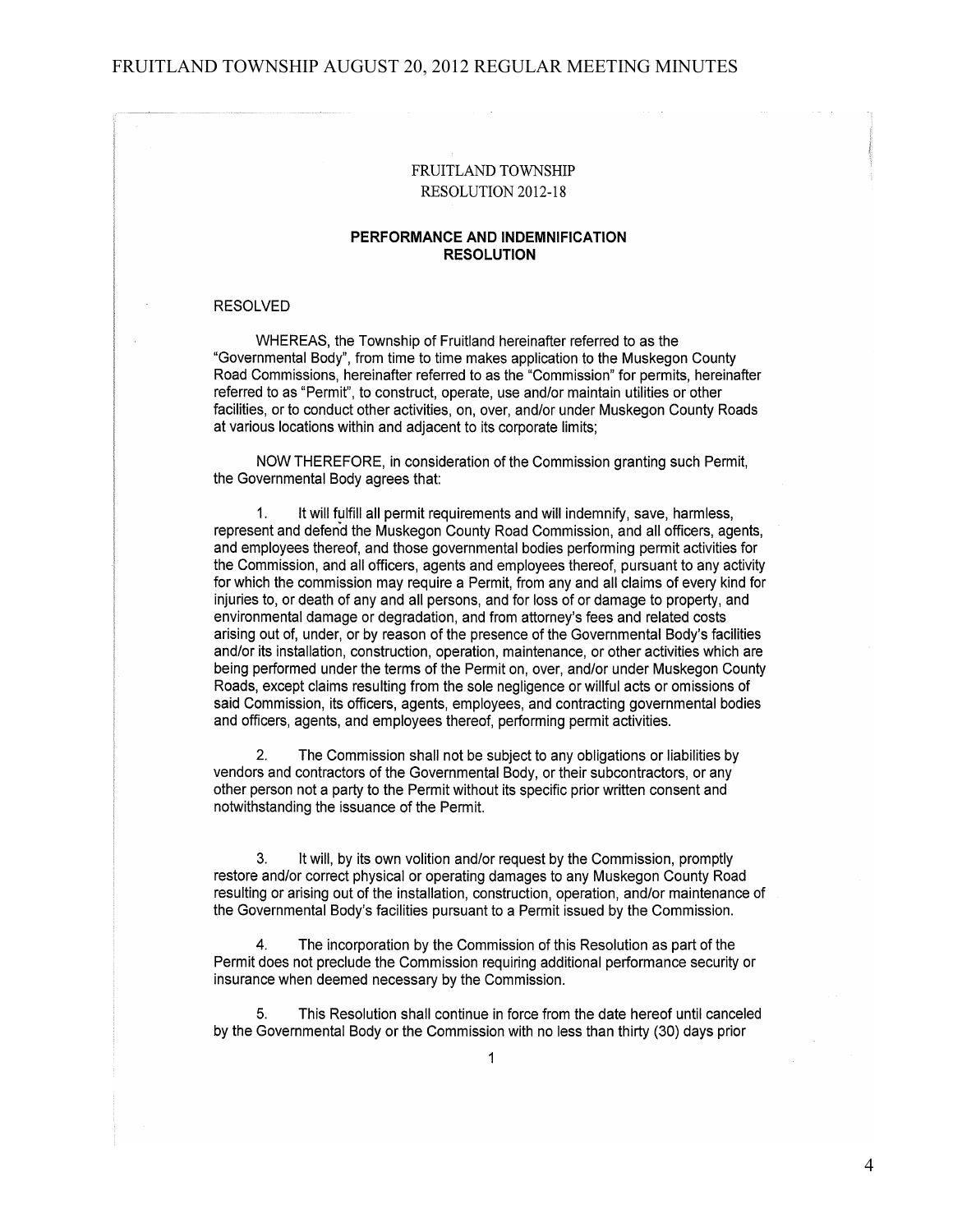FRUITLAND TOWNSHIP
RESOLUTION 2012-18

**PERFORMANCE AND INDEMNIFICATION RESOLUTION**

RESOLVED

WHEREAS, the Township of Fruitland hereinafter referred to as the "Governmental Body", from time to time makes application to the Muskegon County Road Commissions, hereinafter referred to as the "Commission" for permits, hereinafter referred to as "Permit", to construct, operate, use and/or maintain utilities or other facilities, or to conduct other activities, on, over, and/or under Muskegon County Roads at various locations within and adjacent to its corporate limits;

NOW THEREFORE, in consideration of the Commission granting such Permit, the Governmental Body agrees that:

1. It will fulfill all permit requirements and will indemnify, save, harmless, represent and defend the Muskegon County Road Commission, and all officers, agents, and employees thereof, and those governmental bodies performing permit activities for the Commission, and all officers, agents and employees thereof, pursuant to any activity for which the commission may require a Permit, from any and all claims of every kind for injuries to, or death of any and all persons, and for loss of or damage to property, and environmental damage or degradation, and from attorney's fees and related costs arising out of, under, or by reason of the presence of the Governmental Body's facilities and/or its installation, construction, operation, maintenance, or other activities which are being performed under the terms of the Permit on, over, and/or under Muskegon County Roads, except claims resulting from the sole negligence or willful acts or omissions of said Commission, its officers, agents, employees, and contracting governmental bodies and officers, agents, and employees thereof, performing permit activities.

2. The Commission shall not be subject to any obligations or liabilities by vendors and contractors of the Governmental Body, or their subcontractors, or any other person not a party to the Permit without its specific prior written consent and notwithstanding the issuance of the Permit.

3. It will, by its own volition and/or request by the Commission, promptly restore and/or correct physical or operating damages to any Muskegon County Road resulting or arising out of the installation, construction, operation, and/or maintenance of the Governmental Body's facilities pursuant to a Permit issued by the Commission.

4. The incorporation by the Commission of this Resolution as part of the Permit does not preclude the Commission requiring additional performance security or insurance when deemed necessary by the Commission.

5. This Resolution shall continue in force from the date hereof until canceled by the Governmental Body or the Commission with no less than thirty (30) days prior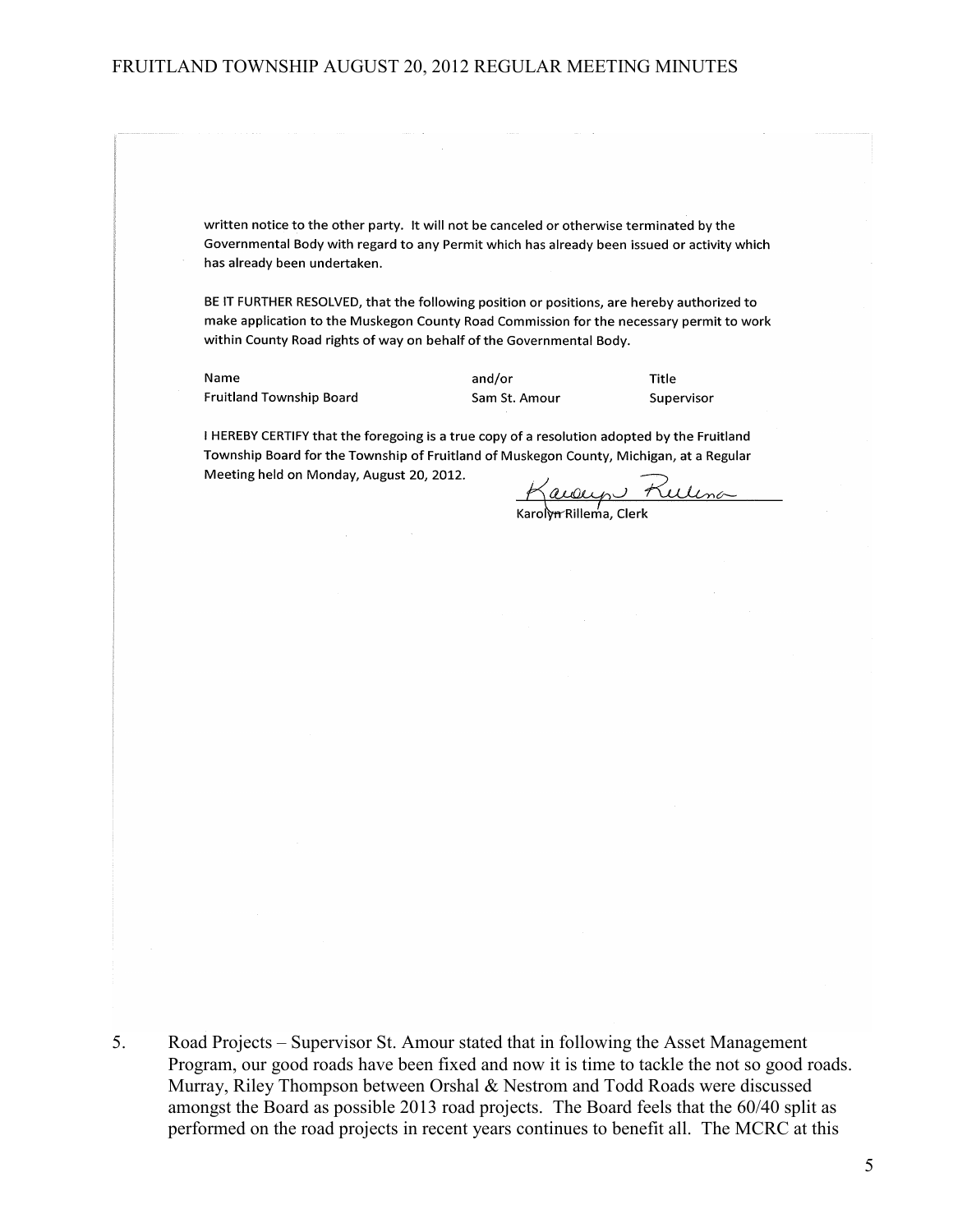written notice to the other party. It will not be canceled or otherwise terminated by the Governmental Body with regard to any Permit which has already been issued or activity which has already been undertaken.

BE IT FURTHER RESOLVED, that the following position or positions, are hereby authorized to make application to the Muskegon County Road Commission for the necessary permit to work within County Road rights of way on behalf of the Governmental Body.

| Name | and/or | Title |
| --- | --- | --- |
| Fruitland Township Board | Sam St. Amour | Supervisor |

I HEREBY CERTIFY that the foregoing is a true copy of a resolution adopted by the Fruitland Township Board for the Township of Fruitland of Muskegon County, Michigan, at a Regular Meeting held on Monday, August 20, 2012.

Karolyn Rillema

Karolyn Rillema, Clerk

5. Road Projects – Supervisor St. Amour stated that in following the Asset Management Program, our good roads have been fixed and now it is time to tackle the not so good roads. Murray, Riley Thompson between Orshal & Nestrom and Todd Roads were discussed amongst the Board as possible 2013 road projects. The Board feels that the 60/40 split as performed on the road projects in recent years continues to benefit all. The MCRC at this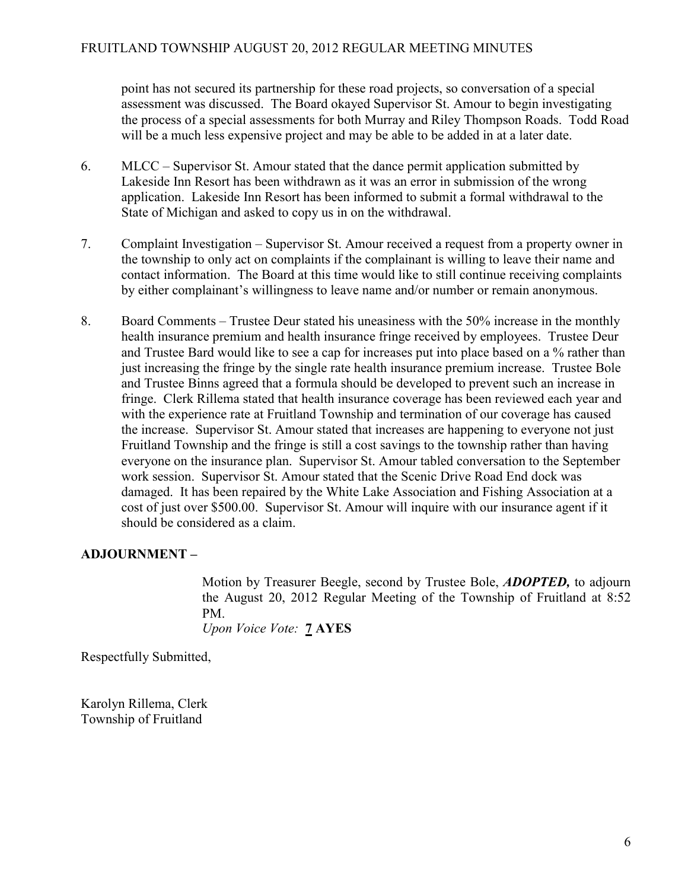point has not secured its partnership for these road projects, so conversation of a special assessment was discussed. The Board okayed Supervisor St. Amour to begin investigating the process of a special assessments for both Murray and Riley Thompson Roads. Todd Road will be a much less expensive project and may be able to be added in at a later date.

6. MLCC – Supervisor St. Amour stated that the dance permit application submitted by Lakeside Inn Resort has been withdrawn as it was an error in submission of the wrong application. Lakeside Inn Resort has been informed to submit a formal withdrawal to the State of Michigan and asked to copy us in on the withdrawal.

7. Complaint Investigation – Supervisor St. Amour received a request from a property owner in the township to only act on complaints if the complainant is willing to leave their name and contact information. The Board at this time would like to still continue receiving complaints by either complainant's willingness to leave name and/or number or remain anonymous.

8. Board Comments – Trustee Deur stated his uneasiness with the 50% increase in the monthly health insurance premium and health insurance fringe received by employees. Trustee Deur and Trustee Bard would like to see a cap for increases put into place based on a % rather than just increasing the fringe by the single rate health insurance premium increase. Trustee Bole and Trustee Binns agreed that a formula should be developed to prevent such an increase in fringe. Clerk Rillema stated that health insurance coverage has been reviewed each year and with the experience rate at Fruitland Township and termination of our coverage has caused the increase. Supervisor St. Amour stated that increases are happening to everyone not just Fruitland Township and the fringe is still a cost savings to the township rather than having everyone on the insurance plan. Supervisor St. Amour tabled conversation to the September work session. Supervisor St. Amour stated that the Scenic Drive Road End dock was damaged. It has been repaired by the White Lake Association and Fishing Association at a cost of just over $500.00. Supervisor St. Amour will inquire with our insurance agent if it should be considered as a claim.

**ADJOURNMENT –**

Motion by Treasurer Beegle, second by Trustee Bole, ***ADOPTED,*** to adjourn the August 20, 2012 Regular Meeting of the Township of Fruitland at 8:52 PM.
*Upon Voice Vote:* **7 AYES**

Respectfully Submitted,

Karolyn Rillema, Clerk
Township of Fruitland